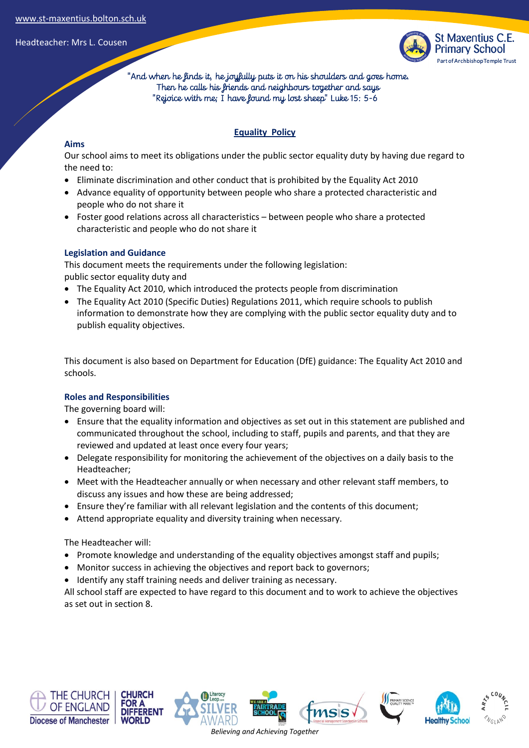"And when he finds it, he joyfully puts it on his shoulders and goes home.
Then he calls his friends and neighbours together and says
"Rejoice with me; I have found my lost sheep" Luke 15: 5-6

## Equality Policy

### Aims

Our school aims to meet its obligations under the public sector equality duty by having due regard to the need to:

- Eliminate discrimination and other conduct that is prohibited by the Equality Act 2010
- Advance equality of opportunity between people who share a protected characteristic and people who do not share it
- Foster good relations across all characteristics – between people who share a protected characteristic and people who do not share it

### Legislation and Guidance

This document meets the requirements under the following legislation:
public sector equality duty and

- The Equality Act 2010, which introduced the protects people from discrimination
- The Equality Act 2010 (Specific Duties) Regulations 2011, which require schools to publish information to demonstrate how they are complying with the public sector equality duty and to publish equality objectives.

This document is also based on Department for Education (DfE) guidance: The Equality Act 2010 and schools.

### Roles and Responsibilities

The governing board will:

- Ensure that the equality information and objectives as set out in this statement are published and communicated throughout the school, including to staff, pupils and parents, and that they are reviewed and updated at least once every four years;
- Delegate responsibility for monitoring the achievement of the objectives on a daily basis to the Headteacher;
- Meet with the Headteacher annually or when necessary and other relevant staff members, to discuss any issues and how these are being addressed;
- Ensure they're familiar with all relevant legislation and the contents of this document;
- Attend appropriate equality and diversity training when necessary.

The Headteacher will:

- Promote knowledge and understanding of the equality objectives amongst staff and pupils;
- Monitor success in achieving the objectives and report back to governors;
- Identify any staff training needs and deliver training as necessary.

All school staff are expected to have regard to this document and to work to achieve the objectives as set out in section 8.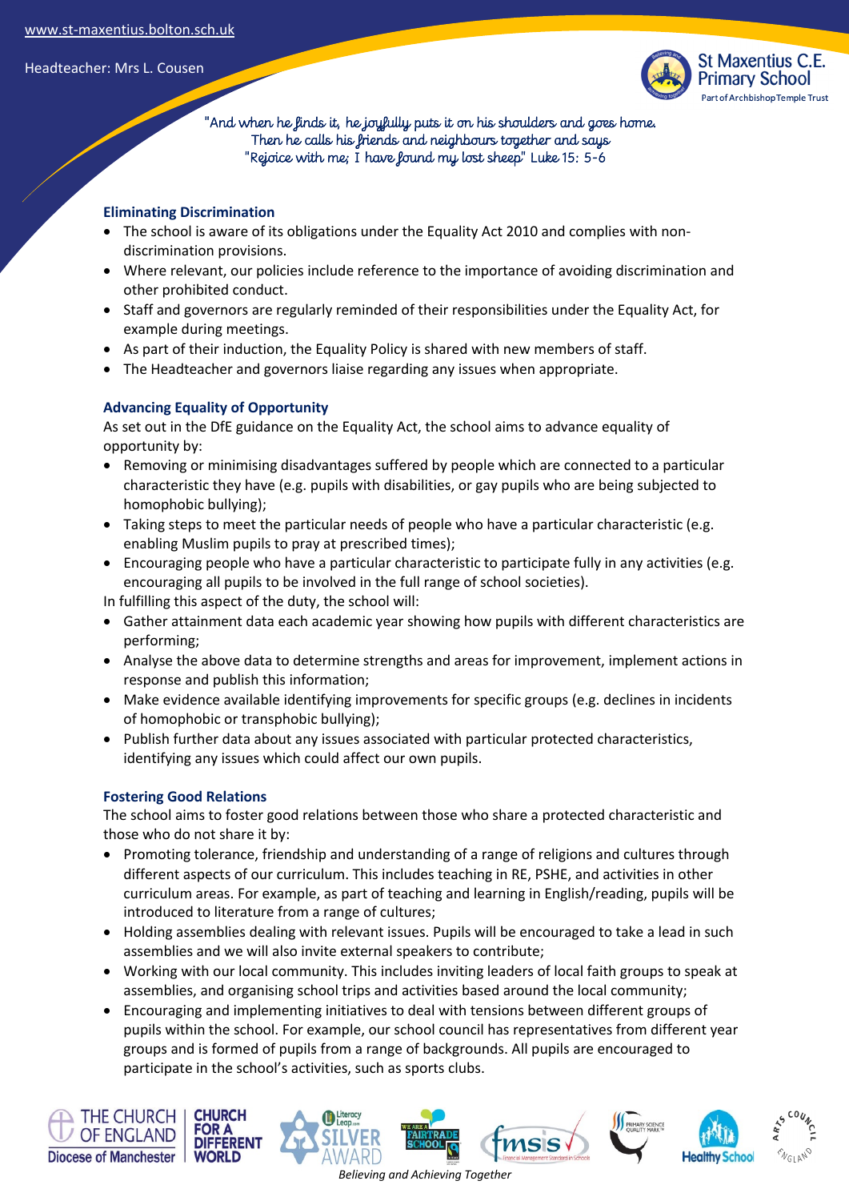## Eliminating Discrimination

- The school is aware of its obligations under the Equality Act 2010 and complies with non-discrimination provisions.
- Where relevant, our policies include reference to the importance of avoiding discrimination and other prohibited conduct.
- Staff and governors are regularly reminded of their responsibilities under the Equality Act, for example during meetings.
- As part of their induction, the Equality Policy is shared with new members of staff.
- The Headteacher and governors liaise regarding any issues when appropriate.

## Advancing Equality of Opportunity

As set out in the DfE guidance on the Equality Act, the school aims to advance equality of opportunity by:

- Removing or minimising disadvantages suffered by people which are connected to a particular characteristic they have (e.g. pupils with disabilities, or gay pupils who are being subjected to homophobic bullying);
- Taking steps to meet the particular needs of people who have a particular characteristic (e.g. enabling Muslim pupils to pray at prescribed times);
- Encouraging people who have a particular characteristic to participate fully in any activities (e.g. encouraging all pupils to be involved in the full range of school societies).

In fulfilling this aspect of the duty, the school will:

- Gather attainment data each academic year showing how pupils with different characteristics are performing;
- Analyse the above data to determine strengths and areas for improvement, implement actions in response and publish this information;
- Make evidence available identifying improvements for specific groups (e.g. declines in incidents of homophobic or transphobic bullying);
- Publish further data about any issues associated with particular protected characteristics, identifying any issues which could affect our own pupils.

## Fostering Good Relations

The school aims to foster good relations between those who share a protected characteristic and those who do not share it by:

- Promoting tolerance, friendship and understanding of a range of religions and cultures through different aspects of our curriculum. This includes teaching in RE, PSHE, and activities in other curriculum areas. For example, as part of teaching and learning in English/reading, pupils will be introduced to literature from a range of cultures;
- Holding assemblies dealing with relevant issues. Pupils will be encouraged to take a lead in such assemblies and we will also invite external speakers to contribute;
- Working with our local community. This includes inviting leaders of local faith groups to speak at assemblies, and organising school trips and activities based around the local community;
- Encouraging and implementing initiatives to deal with tensions between different groups of pupils within the school. For example, our school council has representatives from different year groups and is formed of pupils from a range of backgrounds. All pupils are encouraged to participate in the school's activities, such as sports clubs.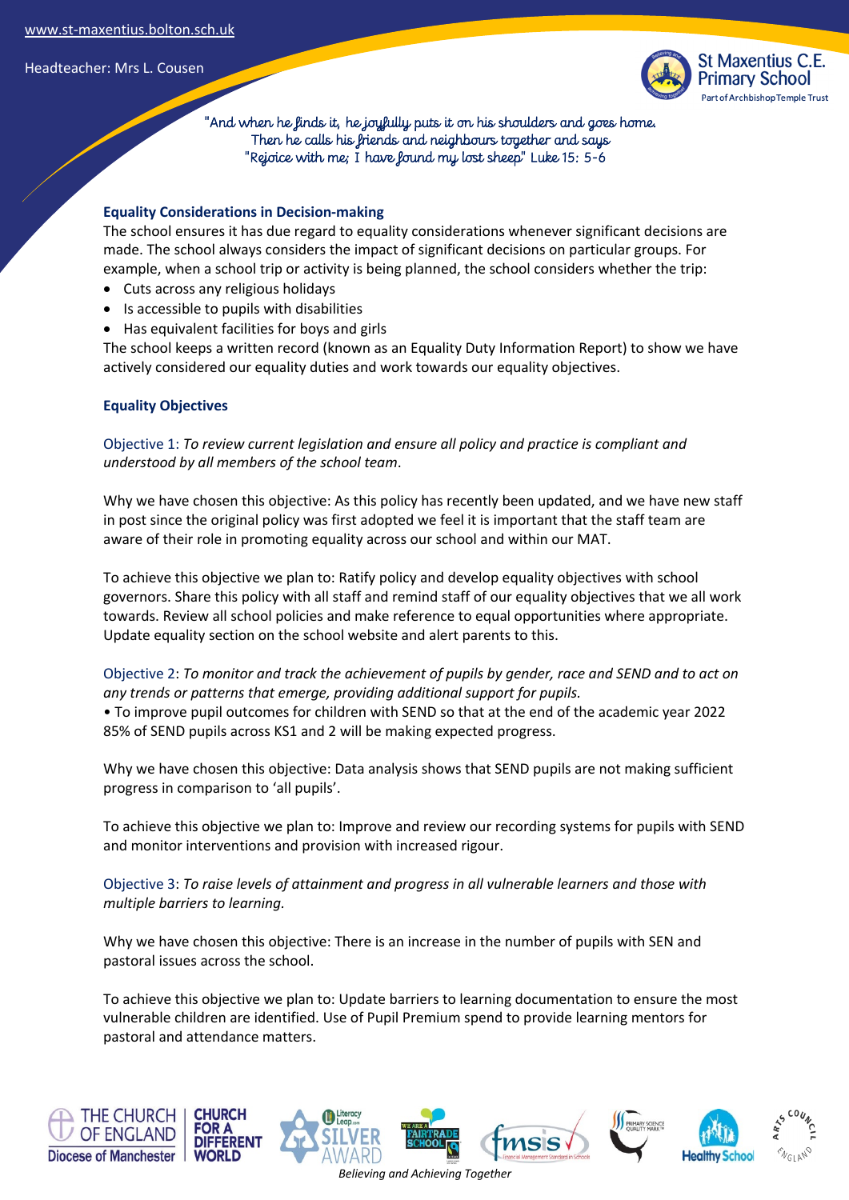## Equality Considerations in Decision-making

The school ensures it has due regard to equality considerations whenever significant decisions are made. The school always considers the impact of significant decisions on particular groups. For example, when a school trip or activity is being planned, the school considers whether the trip:

- Cuts across any religious holidays
- Is accessible to pupils with disabilities
- Has equivalent facilities for boys and girls

The school keeps a written record (known as an Equality Duty Information Report) to show we have actively considered our equality duties and work towards our equality objectives.

## Equality Objectives

Objective 1: *To review current legislation and ensure all policy and practice is compliant and understood by all members of the school team*.

Why we have chosen this objective: As this policy has recently been updated, and we have new staff in post since the original policy was first adopted we feel it is important that the staff team are aware of their role in promoting equality across our school and within our MAT.

To achieve this objective we plan to: Ratify policy and develop equality objectives with school governors. Share this policy with all staff and remind staff of our equality objectives that we all work towards. Review all school policies and make reference to equal opportunities where appropriate. Update equality section on the school website and alert parents to this.

Objective 2: *To monitor and track the achievement of pupils by gender, race and SEND and to act on any trends or patterns that emerge, providing additional support for pupils.*

• To improve pupil outcomes for children with SEND so that at the end of the academic year 2022 85% of SEND pupils across KS1 and 2 will be making expected progress.

Why we have chosen this objective: Data analysis shows that SEND pupils are not making sufficient progress in comparison to 'all pupils'.

To achieve this objective we plan to: Improve and review our recording systems for pupils with SEND and monitor interventions and provision with increased rigour.

Objective 3: *To raise levels of attainment and progress in all vulnerable learners and those with multiple barriers to learning.*

Why we have chosen this objective: There is an increase in the number of pupils with SEN and pastoral issues across the school.

To achieve this objective we plan to: Update barriers to learning documentation to ensure the most vulnerable children are identified. Use of Pupil Premium spend to provide learning mentors for pastoral and attendance matters.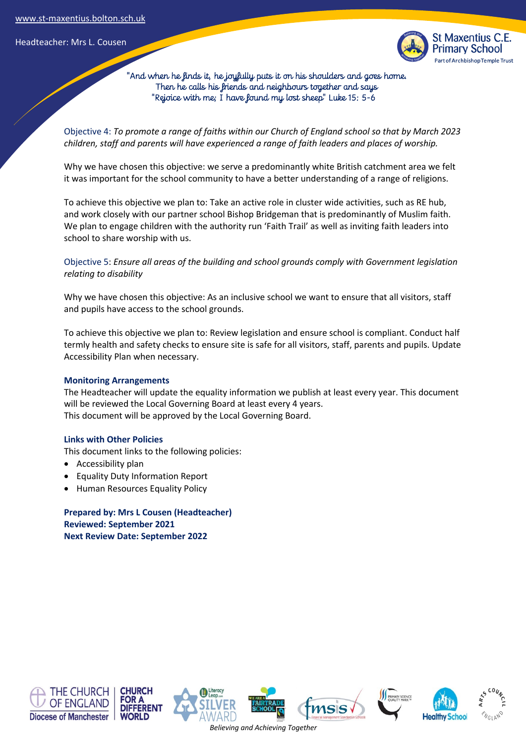"And when he finds it, he joyfully puts it on his shoulders and goes home.
Then he calls his friends and neighbours together and says
"Rejoice with me; I have found my lost sheep" Luke 15: 5-6

Objective 4: *To promote a range of faiths within our Church of England school so that by March 2023 children, staff and parents will have experienced a range of faith leaders and places of worship.*

Why we have chosen this objective: we serve a predominantly white British catchment area we felt it was important for the school community to have a better understanding of a range of religions.

To achieve this objective we plan to: Take an active role in cluster wide activities, such as RE hub, and work closely with our partner school Bishop Bridgeman that is predominantly of Muslim faith. We plan to engage children with the authority run 'Faith Trail' as well as inviting faith leaders into school to share worship with us.

Objective 5: *Ensure all areas of the building and school grounds comply with Government legislation relating to disability*

Why we have chosen this objective: As an inclusive school we want to ensure that all visitors, staff and pupils have access to the school grounds.

To achieve this objective we plan to: Review legislation and ensure school is compliant. Conduct half termly health and safety checks to ensure site is safe for all visitors, staff, parents and pupils. Update Accessibility Plan when necessary.

**Monitoring Arrangements**

The Headteacher will update the equality information we publish at least every year. This document will be reviewed the Local Governing Board at least every 4 years.
This document will be approved by the Local Governing Board.

**Links with Other Policies**

This document links to the following policies:

- Accessibility plan
- Equality Duty Information Report
- Human Resources Equality Policy

**Prepared by: Mrs L Cousen (Headteacher)**
**Reviewed: September 2021**
**Next Review Date: September 2022**